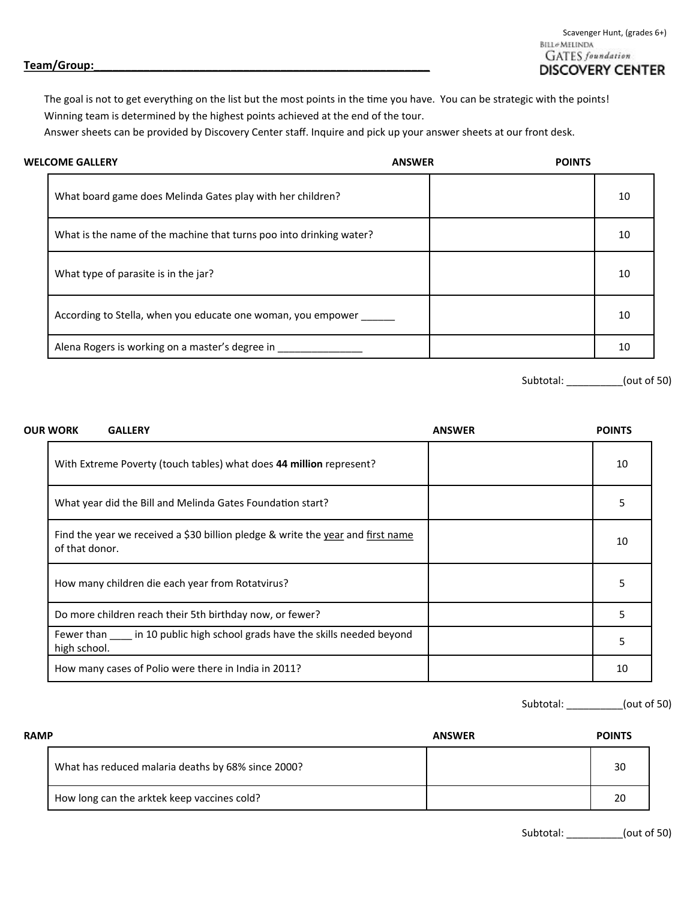Scavenger Hunt, (grades 6+)

BILL & MELINDA GATES foundation DISCOVERY CENTER

**Team/Group:**_______________________________________________

The goal is not to get everything on the list but the most points in the time you have. You can be strategic with the points!
Winning team is determined by the highest points achieved at the end of the tour.
Answer sheets can be provided by Discovery Center staff. Inquire and pick up your answer sheets at our front desk.

| WELCOME GALLERY | ANSWER | POINTS |
|---|---|---|
| What board game does Melinda Gates play with her children? | | 10 |
| What is the name of the machine that turns poo into drinking water? | | 10 |
| What type of parasite is in the jar? | | 10 |
| According to Stella, when you educate one woman, you empower ______ | | 10 |
| Alena Rogers is working on a master's degree in _______________ | | 10 |

Subtotal: __________(out of 50)

| OUR WORK GALLERY | ANSWER | POINTS |
|---|---|---|
| With Extreme Poverty (touch tables) what does **44 million** represent? | | 10 |
| What year did the Bill and Melinda Gates Foundation start? | | 5 |
| Find the year we received a $30 billion pledge & write the year and first name of that donor. | | 10 |
| How many children die each year from Rotatvirus? | | 5 |
| Do more children reach their 5th birthday now, or fewer? | | 5 |
| Fewer than ____ in 10 public high school grads have the skills needed beyond high school. | | 5 |
| How many cases of Polio were there in India in 2011? | | 10 |

Subtotal: __________(out of 50)

| RAMP | ANSWER | POINTS |
|---|---|---|
| What has reduced malaria deaths by 68% since 2000? | | 30 |
| How long can the arktek keep vaccines cold? | | 20 |

Subtotal: __________(out of 50)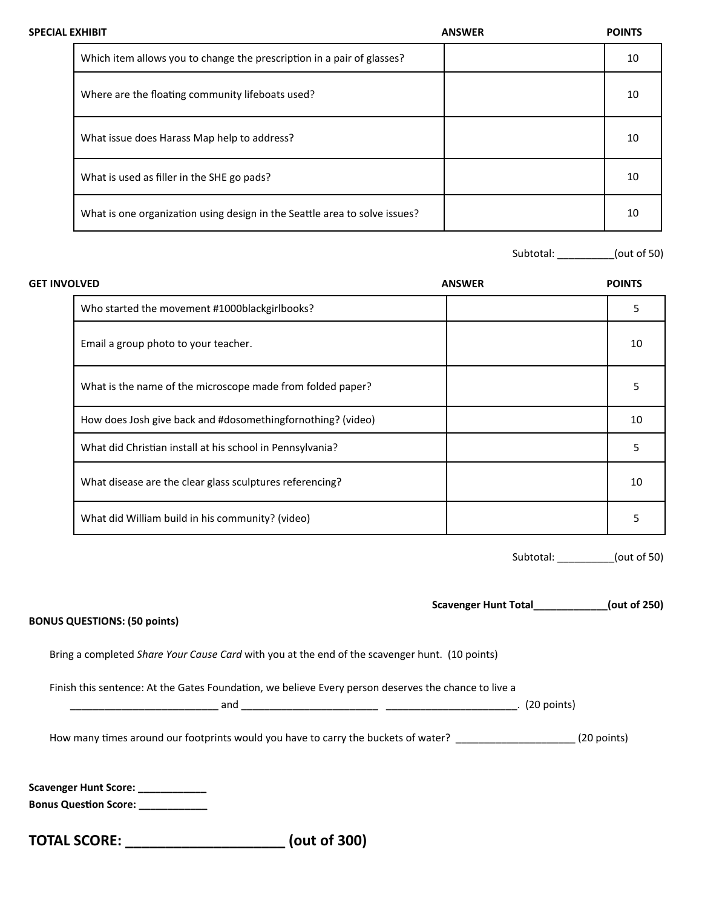**SPECIAL EXHIBIT**

| | ANSWER | POINTS |
|---|---|---|
| Which item allows you to change the prescription in a pair of glasses? | | 10 |
| Where are the floating community lifeboats used? | | 10 |
| What issue does Harass Map help to address? | | 10 |
| What is used as filler in the SHE go pads? | | 10 |
| What is one organization using design in the Seattle area to solve issues? | | 10 |

Subtotal: __________(out of 50)

**GET INVOLVED**

| | ANSWER | POINTS |
|---|---|---|
| Who started the movement #1000blackgirlbooks? | | 5 |
| Email a group photo to your teacher. | | 10 |
| What is the name of the microscope made from folded paper? | | 5 |
| How does Josh give back and #dosomethingfornothing? (video) | | 10 |
| What did Christian install at his school in Pennsylvania? | | 5 |
| What disease are the clear glass sculptures referencing? | | 10 |
| What did William build in his community? (video) | | 5 |

Subtotal: __________(out of 50)

**Scavenger Hunt Total____________(out of 250)**

**BONUS QUESTIONS: (50 points)**

Bring a completed *Share Your Cause Card* with you at the end of the scavenger hunt. (10 points)

Finish this sentence: At the Gates Foundation, we believe Every person deserves the chance to live a __________________________ and ________________________ ______________________. (20 points)

How many times around our footprints would you have to carry the buckets of water? ____________________ (20 points)

**Scavenger Hunt Score:** ____________

**Bonus Question Score:** ____________

## TOTAL SCORE: ____________________ (out of 300)